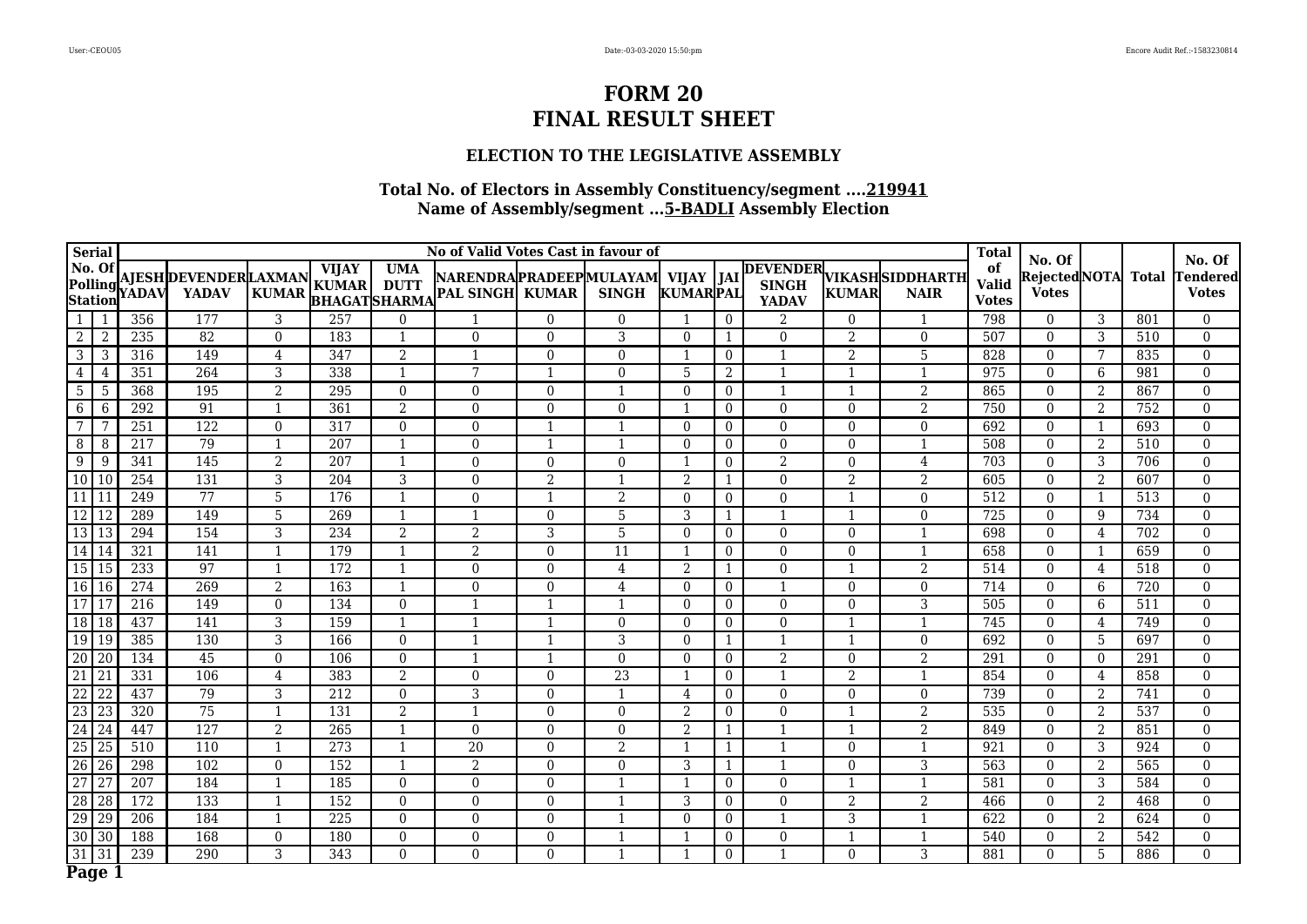# FORM 20
# FINAL RESULT SHEET

## ELECTION TO THE LEGISLATIVE ASSEMBLY

### Total No. of Electors in Assembly Constituency/segment ....219941
### Name of Assembly/segment ...5-BADLI Assembly Election

| Serial | No. Of Polling Station | AJESH YADAV | DEVENDER YADAV | LAXMAN KUMAR | VIJAY KUMAR BHAGAT | UMA DUTT SHARMA | NARENDRA PAL SINGH | PRADEEP KUMAR | MULAYAM SINGH | VIJAY KUMAR | JAI PAL | DEVENDER SINGH YADAV | VIKASH KUMAR | SIDDHARTH NAIR | Total of Valid Votes | No. Of Rejected Votes | NOTA | Total | No. Of Tendered Votes |
|---|---|---|---|---|---|---|---|---|---|---|---|---|---|---|---|---|---|---|---|
| 1 | 1 | 356 | 177 | 3 | 257 | 0 | 1 | 0 | 0 | 1 | 0 | 2 | 0 | 1 | 798 | 0 | 3 | 801 | 0 |
| 2 | 2 | 235 | 82 | 0 | 183 | 1 | 0 | 0 | 3 | 0 | 1 | 0 | 2 | 0 | 507 | 0 | 3 | 510 | 0 |
| 3 | 3 | 316 | 149 | 4 | 347 | 2 | 1 | 0 | 0 | 1 | 0 | 1 | 2 | 5 | 828 | 0 | 7 | 835 | 0 |
| 4 | 4 | 351 | 264 | 3 | 338 | 1 | 7 | 1 | 0 | 5 | 2 | 1 | 1 | 1 | 975 | 0 | 6 | 981 | 0 |
| 5 | 5 | 368 | 195 | 2 | 295 | 0 | 0 | 0 | 1 | 0 | 0 | 1 | 1 | 2 | 865 | 0 | 2 | 867 | 0 |
| 6 | 6 | 292 | 91 | 1 | 361 | 2 | 0 | 0 | 0 | 1 | 0 | 0 | 0 | 2 | 750 | 0 | 2 | 752 | 0 |
| 7 | 7 | 251 | 122 | 0 | 317 | 0 | 0 | 1 | 1 | 0 | 0 | 0 | 0 | 0 | 692 | 0 | 1 | 693 | 0 |
| 8 | 8 | 217 | 79 | 1 | 207 | 1 | 0 | 1 | 1 | 0 | 0 | 0 | 0 | 1 | 508 | 0 | 2 | 510 | 0 |
| 9 | 9 | 341 | 145 | 2 | 207 | 1 | 0 | 0 | 0 | 1 | 0 | 2 | 0 | 4 | 703 | 0 | 3 | 706 | 0 |
| 10 | 10 | 254 | 131 | 3 | 204 | 3 | 0 | 2 | 1 | 2 | 1 | 0 | 2 | 2 | 605 | 0 | 2 | 607 | 0 |
| 11 | 11 | 249 | 77 | 5 | 176 | 1 | 0 | 1 | 2 | 0 | 0 | 0 | 1 | 0 | 512 | 0 | 1 | 513 | 0 |
| 12 | 12 | 289 | 149 | 5 | 269 | 1 | 1 | 0 | 5 | 3 | 1 | 1 | 1 | 0 | 725 | 0 | 9 | 734 | 0 |
| 13 | 13 | 294 | 154 | 3 | 234 | 2 | 2 | 3 | 5 | 0 | 0 | 0 | 0 | 1 | 698 | 0 | 4 | 702 | 0 |
| 14 | 14 | 321 | 141 | 1 | 179 | 1 | 2 | 0 | 11 | 1 | 0 | 0 | 0 | 1 | 658 | 0 | 1 | 659 | 0 |
| 15 | 15 | 233 | 97 | 1 | 172 | 1 | 0 | 0 | 4 | 2 | 1 | 0 | 1 | 2 | 514 | 0 | 4 | 518 | 0 |
| 16 | 16 | 274 | 269 | 2 | 163 | 1 | 0 | 0 | 4 | 0 | 0 | 1 | 0 | 0 | 714 | 0 | 6 | 720 | 0 |
| 17 | 17 | 216 | 149 | 0 | 134 | 0 | 1 | 1 | 1 | 0 | 0 | 0 | 0 | 3 | 505 | 0 | 6 | 511 | 0 |
| 18 | 18 | 437 | 141 | 3 | 159 | 1 | 1 | 1 | 0 | 0 | 0 | 0 | 1 | 1 | 745 | 0 | 4 | 749 | 0 |
| 19 | 19 | 385 | 130 | 3 | 166 | 0 | 1 | 1 | 3 | 0 | 1 | 1 | 1 | 0 | 692 | 0 | 5 | 697 | 0 |
| 20 | 20 | 134 | 45 | 0 | 106 | 0 | 1 | 1 | 0 | 0 | 0 | 2 | 0 | 2 | 291 | 0 | 0 | 291 | 0 |
| 21 | 21 | 331 | 106 | 4 | 383 | 2 | 0 | 0 | 23 | 1 | 0 | 1 | 2 | 1 | 854 | 0 | 4 | 858 | 0 |
| 22 | 22 | 437 | 79 | 3 | 212 | 0 | 3 | 0 | 1 | 4 | 0 | 0 | 0 | 0 | 739 | 0 | 2 | 741 | 0 |
| 23 | 23 | 320 | 75 | 1 | 131 | 2 | 1 | 0 | 0 | 2 | 0 | 0 | 1 | 2 | 535 | 0 | 2 | 537 | 0 |
| 24 | 24 | 447 | 127 | 2 | 265 | 1 | 0 | 0 | 0 | 2 | 1 | 1 | 1 | 2 | 849 | 0 | 2 | 851 | 0 |
| 25 | 25 | 510 | 110 | 1 | 273 | 1 | 20 | 0 | 2 | 1 | 1 | 1 | 0 | 1 | 921 | 0 | 3 | 924 | 0 |
| 26 | 26 | 298 | 102 | 0 | 152 | 1 | 2 | 0 | 0 | 3 | 1 | 1 | 0 | 3 | 563 | 0 | 2 | 565 | 0 |
| 27 | 27 | 207 | 184 | 1 | 185 | 0 | 0 | 0 | 1 | 1 | 0 | 0 | 1 | 1 | 581 | 0 | 3 | 584 | 0 |
| 28 | 28 | 172 | 133 | 1 | 152 | 0 | 0 | 0 | 1 | 3 | 0 | 0 | 2 | 2 | 466 | 0 | 2 | 468 | 0 |
| 29 | 29 | 206 | 184 | 1 | 225 | 0 | 0 | 0 | 1 | 0 | 0 | 1 | 3 | 1 | 622 | 0 | 2 | 624 | 0 |
| 30 | 30 | 188 | 168 | 0 | 180 | 0 | 0 | 0 | 1 | 1 | 0 | 0 | 1 | 1 | 540 | 0 | 2 | 542 | 0 |
| 31 | 31 | 239 | 290 | 3 | 343 | 0 | 0 | 0 | 1 | 1 | 0 | 1 | 0 | 3 | 881 | 0 | 5 | 886 | 0 |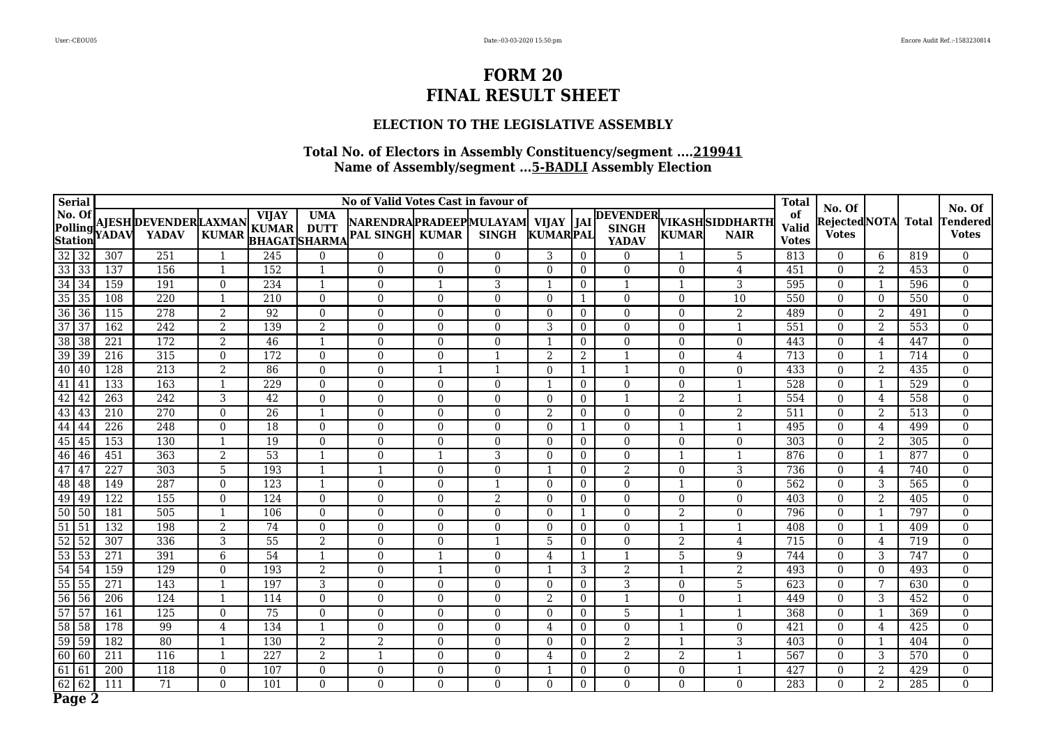# FORM 20
# FINAL RESULT SHEET

## ELECTION TO THE LEGISLATIVE ASSEMBLY

### Total No. of Electors in Assembly Constituency/segment ....219941
### Name of Assembly/segment ...5-BADLI Assembly Election

| Serial No. Of Polling Station | | No of Valid Votes Cast in favour of | | | | | | | | | | | | | Total of Valid Votes | No. Of Rejected Votes | NOTA | Total | No. Of Tendered Votes |
|---|---|---|---|---|---|---|---|---|---|---|---|---|---|---|---|---|---|---|---|
| | | AJESH YADAV | DEVENDER YADAV | LAXMAN KUMAR | VIJAY KUMAR BHAGAT | UMA DUTT SHARMA | NARENDRA PAL SINGH | PRADEEP KUMAR | MULAYAM SINGH | VIJAY KUMAR | JAI PAL | DEVENDER SINGH YADAV | VIKASH KUMAR | SIDDHARTH NAIR | | | | | |
| 32 | 32 | 307 | 251 | 1 | 245 | 0 | 0 | 0 | 0 | 3 | 0 | 0 | 1 | 5 | 813 | 0 | 6 | 819 | 0 |
| 33 | 33 | 137 | 156 | 1 | 152 | 1 | 0 | 0 | 0 | 0 | 0 | 0 | 0 | 4 | 451 | 0 | 2 | 453 | 0 |
| 34 | 34 | 159 | 191 | 0 | 234 | 1 | 0 | 1 | 3 | 1 | 0 | 1 | 1 | 3 | 595 | 0 | 1 | 596 | 0 |
| 35 | 35 | 108 | 220 | 1 | 210 | 0 | 0 | 0 | 0 | 0 | 1 | 0 | 0 | 10 | 550 | 0 | 0 | 550 | 0 |
| 36 | 36 | 115 | 278 | 2 | 92 | 0 | 0 | 0 | 0 | 0 | 0 | 0 | 0 | 2 | 489 | 0 | 2 | 491 | 0 |
| 37 | 37 | 162 | 242 | 2 | 139 | 2 | 0 | 0 | 0 | 3 | 0 | 0 | 0 | 1 | 551 | 0 | 2 | 553 | 0 |
| 38 | 38 | 221 | 172 | 2 | 46 | 1 | 0 | 0 | 0 | 1 | 0 | 0 | 0 | 0 | 443 | 0 | 4 | 447 | 0 |
| 39 | 39 | 216 | 315 | 0 | 172 | 0 | 0 | 0 | 1 | 2 | 2 | 1 | 0 | 4 | 713 | 0 | 1 | 714 | 0 |
| 40 | 40 | 128 | 213 | 2 | 86 | 0 | 0 | 1 | 1 | 0 | 1 | 1 | 0 | 0 | 433 | 0 | 2 | 435 | 0 |
| 41 | 41 | 133 | 163 | 1 | 229 | 0 | 0 | 0 | 0 | 1 | 0 | 0 | 0 | 1 | 528 | 0 | 1 | 529 | 0 |
| 42 | 42 | 263 | 242 | 3 | 42 | 0 | 0 | 0 | 0 | 0 | 0 | 1 | 2 | 1 | 554 | 0 | 4 | 558 | 0 |
| 43 | 43 | 210 | 270 | 0 | 26 | 1 | 0 | 0 | 0 | 2 | 0 | 0 | 0 | 2 | 511 | 0 | 2 | 513 | 0 |
| 44 | 44 | 226 | 248 | 0 | 18 | 0 | 0 | 0 | 0 | 0 | 1 | 0 | 1 | 1 | 495 | 0 | 4 | 499 | 0 |
| 45 | 45 | 153 | 130 | 1 | 19 | 0 | 0 | 0 | 0 | 0 | 0 | 0 | 0 | 0 | 303 | 0 | 2 | 305 | 0 |
| 46 | 46 | 451 | 363 | 2 | 53 | 1 | 0 | 1 | 3 | 0 | 0 | 0 | 1 | 1 | 876 | 0 | 1 | 877 | 0 |
| 47 | 47 | 227 | 303 | 5 | 193 | 1 | 1 | 0 | 0 | 1 | 0 | 2 | 0 | 3 | 736 | 0 | 4 | 740 | 0 |
| 48 | 48 | 149 | 287 | 0 | 123 | 1 | 0 | 0 | 1 | 0 | 0 | 0 | 1 | 0 | 562 | 0 | 3 | 565 | 0 |
| 49 | 49 | 122 | 155 | 0 | 124 | 0 | 0 | 0 | 2 | 0 | 0 | 0 | 0 | 0 | 403 | 0 | 2 | 405 | 0 |
| 50 | 50 | 181 | 505 | 1 | 106 | 0 | 0 | 0 | 0 | 0 | 1 | 0 | 2 | 0 | 796 | 0 | 1 | 797 | 0 |
| 51 | 51 | 132 | 198 | 2 | 74 | 0 | 0 | 0 | 0 | 0 | 0 | 0 | 1 | 1 | 408 | 0 | 1 | 409 | 0 |
| 52 | 52 | 307 | 336 | 3 | 55 | 2 | 0 | 0 | 1 | 5 | 0 | 0 | 2 | 4 | 715 | 0 | 4 | 719 | 0 |
| 53 | 53 | 271 | 391 | 6 | 54 | 1 | 0 | 1 | 0 | 4 | 1 | 1 | 5 | 9 | 744 | 0 | 3 | 747 | 0 |
| 54 | 54 | 159 | 129 | 0 | 193 | 2 | 0 | 1 | 0 | 1 | 3 | 2 | 1 | 2 | 493 | 0 | 0 | 493 | 0 |
| 55 | 55 | 271 | 143 | 1 | 197 | 3 | 0 | 0 | 0 | 0 | 0 | 3 | 0 | 5 | 623 | 0 | 7 | 630 | 0 |
| 56 | 56 | 206 | 124 | 1 | 114 | 0 | 0 | 0 | 0 | 2 | 0 | 1 | 0 | 1 | 449 | 0 | 3 | 452 | 0 |
| 57 | 57 | 161 | 125 | 0 | 75 | 0 | 0 | 0 | 0 | 0 | 0 | 5 | 1 | 1 | 368 | 0 | 1 | 369 | 0 |
| 58 | 58 | 178 | 99 | 4 | 134 | 1 | 0 | 0 | 0 | 4 | 0 | 0 | 1 | 0 | 421 | 0 | 4 | 425 | 0 |
| 59 | 59 | 182 | 80 | 1 | 130 | 2 | 2 | 0 | 0 | 0 | 0 | 2 | 1 | 3 | 403 | 0 | 1 | 404 | 0 |
| 60 | 60 | 211 | 116 | 1 | 227 | 2 | 1 | 0 | 0 | 4 | 0 | 2 | 2 | 1 | 567 | 0 | 3 | 570 | 0 |
| 61 | 61 | 200 | 118 | 0 | 107 | 0 | 0 | 0 | 0 | 1 | 0 | 0 | 0 | 1 | 427 | 0 | 2 | 429 | 0 |
| 62 | 62 | 111 | 71 | 0 | 101 | 0 | 0 | 0 | 0 | 0 | 0 | 0 | 0 | 0 | 283 | 0 | 2 | 285 | 0 |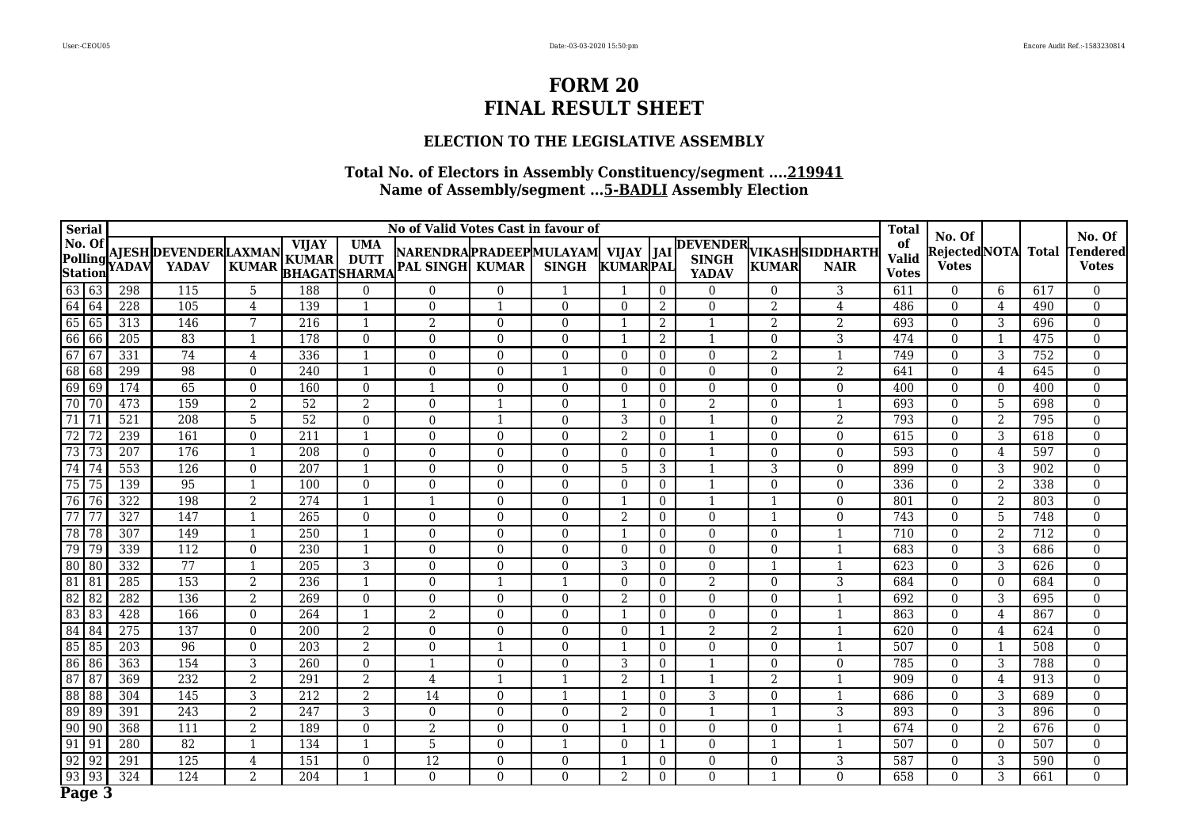# FORM 20
# FINAL RESULT SHEET

## ELECTION TO THE LEGISLATIVE ASSEMBLY

### Total No. of Electors in Assembly Constituency/segment ....219941
### Name of Assembly/segment ...5-BADLI Assembly Election

| Serial | No. Of Polling Station | No of Valid Votes Cast in favour of | | | | | | | | | | | | | Total of Valid Votes | No. Of Rejected Votes | NOTA | Total | No. Of Tendered Votes |
|---|---|---|---|---|---|---|---|---|---|---|---|---|---|---|---|---|---|---|---|
| | | AJESH YADAV | DEVENDER YADAV | LAXMAN KUMAR | VIJAY KUMAR BHAGAT | UMA DUTT SHARMA | NARENDRA PAL SINGH | PRADEEP KUMAR | MULAYAM SINGH | VIJAY KUMAR | JAI PAL | DEVENDER SINGH YADAV | VIKASH KUMAR | SIDDHARTH NAIR | | | | | |
| 63 | 63 | 298 | 115 | 5 | 188 | 0 | 0 | 0 | 1 | 1 | 0 | 0 | 0 | 3 | 611 | 0 | 6 | 617 | 0 |
| 64 | 64 | 228 | 105 | 4 | 139 | 1 | 0 | 1 | 0 | 0 | 2 | 0 | 2 | 4 | 486 | 0 | 4 | 490 | 0 |
| 65 | 65 | 313 | 146 | 7 | 216 | 1 | 2 | 0 | 0 | 1 | 2 | 1 | 2 | 2 | 693 | 0 | 3 | 696 | 0 |
| 66 | 66 | 205 | 83 | 1 | 178 | 0 | 0 | 0 | 0 | 1 | 2 | 1 | 0 | 3 | 474 | 0 | 1 | 475 | 0 |
| 67 | 67 | 331 | 74 | 4 | 336 | 1 | 0 | 0 | 0 | 0 | 0 | 0 | 2 | 1 | 749 | 0 | 3 | 752 | 0 |
| 68 | 68 | 299 | 98 | 0 | 240 | 1 | 0 | 0 | 1 | 0 | 0 | 0 | 0 | 2 | 641 | 0 | 4 | 645 | 0 |
| 69 | 69 | 174 | 65 | 0 | 160 | 0 | 1 | 0 | 0 | 0 | 0 | 0 | 0 | 0 | 400 | 0 | 0 | 400 | 0 |
| 70 | 70 | 473 | 159 | 2 | 52 | 2 | 0 | 1 | 0 | 1 | 0 | 2 | 0 | 1 | 693 | 0 | 5 | 698 | 0 |
| 71 | 71 | 521 | 208 | 5 | 52 | 0 | 0 | 1 | 0 | 3 | 0 | 1 | 0 | 2 | 793 | 0 | 2 | 795 | 0 |
| 72 | 72 | 239 | 161 | 0 | 211 | 1 | 0 | 0 | 0 | 2 | 0 | 1 | 0 | 0 | 615 | 0 | 3 | 618 | 0 |
| 73 | 73 | 207 | 176 | 1 | 208 | 0 | 0 | 0 | 0 | 0 | 0 | 1 | 0 | 0 | 593 | 0 | 4 | 597 | 0 |
| 74 | 74 | 553 | 126 | 0 | 207 | 1 | 0 | 0 | 0 | 5 | 3 | 1 | 3 | 0 | 899 | 0 | 3 | 902 | 0 |
| 75 | 75 | 139 | 95 | 1 | 100 | 0 | 0 | 0 | 0 | 0 | 0 | 1 | 0 | 0 | 336 | 0 | 2 | 338 | 0 |
| 76 | 76 | 322 | 198 | 2 | 274 | 1 | 1 | 0 | 0 | 1 | 0 | 1 | 1 | 0 | 801 | 0 | 2 | 803 | 0 |
| 77 | 77 | 327 | 147 | 1 | 265 | 0 | 0 | 0 | 0 | 2 | 0 | 0 | 1 | 0 | 743 | 0 | 5 | 748 | 0 |
| 78 | 78 | 307 | 149 | 1 | 250 | 1 | 0 | 0 | 0 | 1 | 0 | 0 | 0 | 1 | 710 | 0 | 2 | 712 | 0 |
| 79 | 79 | 339 | 112 | 0 | 230 | 1 | 0 | 0 | 0 | 0 | 0 | 0 | 0 | 1 | 683 | 0 | 3 | 686 | 0 |
| 80 | 80 | 332 | 77 | 1 | 205 | 3 | 0 | 0 | 0 | 3 | 0 | 0 | 1 | 1 | 623 | 0 | 3 | 626 | 0 |
| 81 | 81 | 285 | 153 | 2 | 236 | 1 | 0 | 1 | 1 | 0 | 0 | 2 | 0 | 3 | 684 | 0 | 0 | 684 | 0 |
| 82 | 82 | 282 | 136 | 2 | 269 | 0 | 0 | 0 | 0 | 2 | 0 | 0 | 0 | 1 | 692 | 0 | 3 | 695 | 0 |
| 83 | 83 | 428 | 166 | 0 | 264 | 1 | 2 | 0 | 0 | 1 | 0 | 0 | 0 | 1 | 863 | 0 | 4 | 867 | 0 |
| 84 | 84 | 275 | 137 | 0 | 200 | 2 | 0 | 0 | 0 | 0 | 1 | 2 | 2 | 1 | 620 | 0 | 4 | 624 | 0 |
| 85 | 85 | 203 | 96 | 0 | 203 | 2 | 0 | 1 | 0 | 1 | 0 | 0 | 0 | 1 | 507 | 0 | 1 | 508 | 0 |
| 86 | 86 | 363 | 154 | 3 | 260 | 0 | 1 | 0 | 0 | 3 | 0 | 1 | 0 | 0 | 785 | 0 | 3 | 788 | 0 |
| 87 | 87 | 369 | 232 | 2 | 291 | 2 | 4 | 1 | 1 | 2 | 1 | 1 | 2 | 1 | 909 | 0 | 4 | 913 | 0 |
| 88 | 88 | 304 | 145 | 3 | 212 | 2 | 14 | 0 | 1 | 1 | 0 | 3 | 0 | 1 | 686 | 0 | 3 | 689 | 0 |
| 89 | 89 | 391 | 243 | 2 | 247 | 3 | 0 | 0 | 0 | 2 | 0 | 1 | 1 | 3 | 893 | 0 | 3 | 896 | 0 |
| 90 | 90 | 368 | 111 | 2 | 189 | 0 | 2 | 0 | 0 | 1 | 0 | 0 | 0 | 1 | 674 | 0 | 2 | 676 | 0 |
| 91 | 91 | 280 | 82 | 1 | 134 | 1 | 5 | 0 | 1 | 0 | 1 | 0 | 1 | 1 | 507 | 0 | 0 | 507 | 0 |
| 92 | 92 | 291 | 125 | 4 | 151 | 0 | 12 | 0 | 0 | 1 | 0 | 0 | 0 | 3 | 587 | 0 | 3 | 590 | 0 |
| 93 | 93 | 324 | 124 | 2 | 204 | 1 | 0 | 0 | 0 | 2 | 0 | 0 | 1 | 0 | 658 | 0 | 3 | 661 | 0 |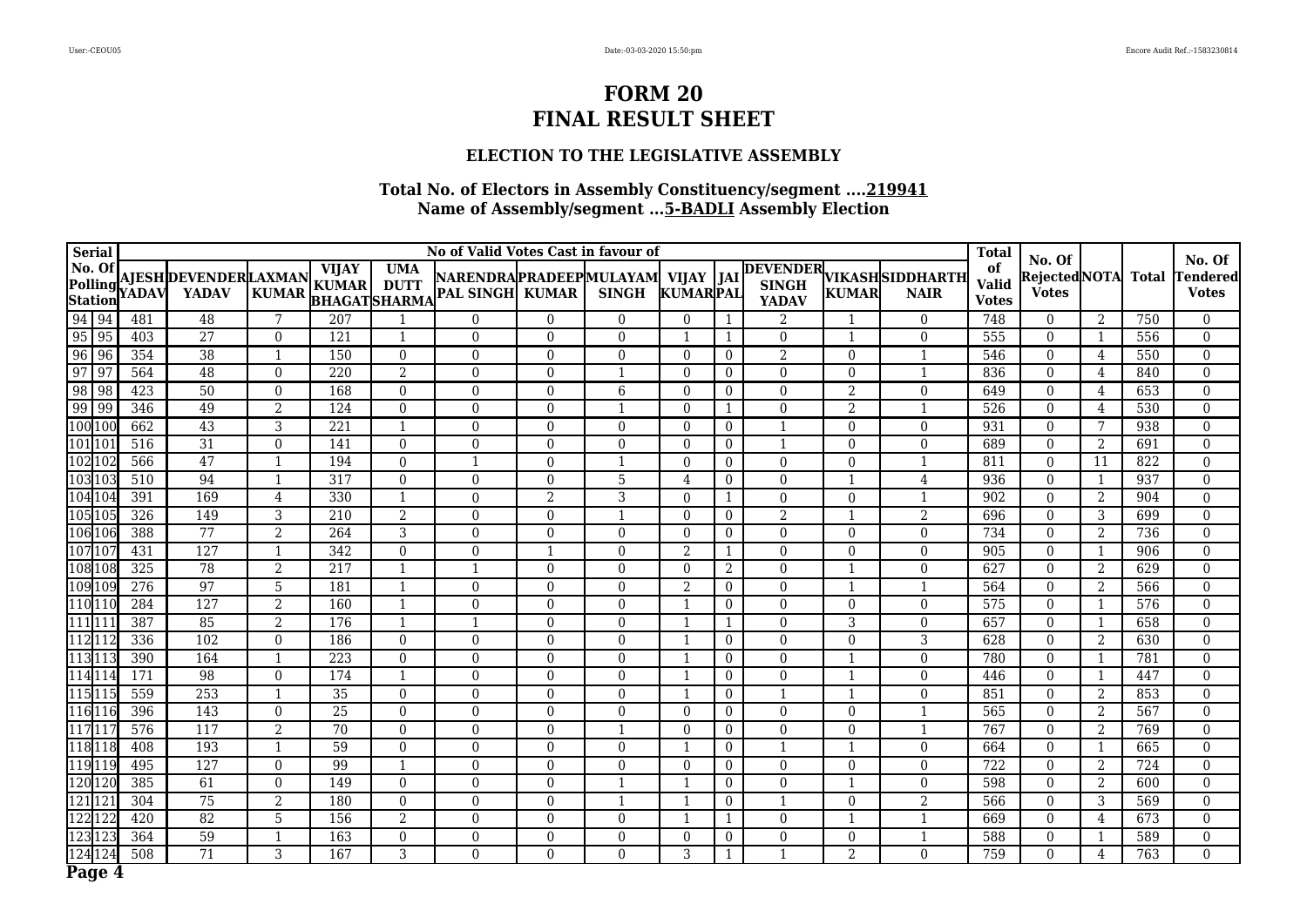# FORM 20
# FINAL RESULT SHEET

### ELECTION TO THE LEGISLATIVE ASSEMBLY

### Total No. of Electors in Assembly Constituency/segment ....219941
### Name of Assembly/segment ...5-BADLI Assembly Election

| Serial No. Of Polling Station | | No of Valid Votes Cast in favour of | | | | | | | | | | | | | Total of Valid Votes | No. Of Rejected Votes | NOTA | Total | No. Of Tendered Votes |
|---|---|---|---|---|---|---|---|---|---|---|---|---|---|---|---|---|---|---|---|
| | | AJESH YADAV | DEVENDER YADAV | LAXMAN KUMAR | VIJAY KUMAR BHAGAT | UMA DUTT SHARMA | NARENDRA PAL SINGH | PRADEEP KUMAR | MULAYAM SINGH | VIJAY KUMAR | JAI PAL | DEVENDER SINGH YADAV | VIKASH KUMAR | SIDDHARTH NAIR | | | | | |
| 94 | 94 | 481 | 48 | 7 | 207 | 1 | 0 | 0 | 0 | 0 | 1 | 2 | 1 | 0 | 748 | 0 | 2 | 750 | 0 |
| 95 | 95 | 403 | 27 | 0 | 121 | 1 | 0 | 0 | 0 | 1 | 1 | 0 | 1 | 0 | 555 | 0 | 1 | 556 | 0 |
| 96 | 96 | 354 | 38 | 1 | 150 | 0 | 0 | 0 | 0 | 0 | 0 | 2 | 0 | 1 | 546 | 0 | 4 | 550 | 0 |
| 97 | 97 | 564 | 48 | 0 | 220 | 2 | 0 | 0 | 1 | 0 | 0 | 0 | 0 | 1 | 836 | 0 | 4 | 840 | 0 |
| 98 | 98 | 423 | 50 | 0 | 168 | 0 | 0 | 0 | 6 | 0 | 0 | 0 | 2 | 0 | 649 | 0 | 4 | 653 | 0 |
| 99 | 99 | 346 | 49 | 2 | 124 | 0 | 0 | 0 | 1 | 0 | 1 | 0 | 2 | 1 | 526 | 0 | 4 | 530 | 0 |
| 100 | 100 | 662 | 43 | 3 | 221 | 1 | 0 | 0 | 0 | 0 | 0 | 1 | 0 | 0 | 931 | 0 | 7 | 938 | 0 |
| 101 | 101 | 516 | 31 | 0 | 141 | 0 | 0 | 0 | 0 | 0 | 0 | 1 | 0 | 0 | 689 | 0 | 2 | 691 | 0 |
| 102 | 102 | 566 | 47 | 1 | 194 | 0 | 1 | 0 | 1 | 0 | 0 | 0 | 0 | 1 | 811 | 0 | 11 | 822 | 0 |
| 103 | 103 | 510 | 94 | 1 | 317 | 0 | 0 | 0 | 5 | 4 | 0 | 0 | 1 | 4 | 936 | 0 | 1 | 937 | 0 |
| 104 | 104 | 391 | 169 | 4 | 330 | 1 | 0 | 2 | 3 | 0 | 1 | 0 | 0 | 1 | 902 | 0 | 2 | 904 | 0 |
| 105 | 105 | 326 | 149 | 3 | 210 | 2 | 0 | 0 | 1 | 0 | 0 | 2 | 1 | 2 | 696 | 0 | 3 | 699 | 0 |
| 106 | 106 | 388 | 77 | 2 | 264 | 3 | 0 | 0 | 0 | 0 | 0 | 0 | 0 | 0 | 734 | 0 | 2 | 736 | 0 |
| 107 | 107 | 431 | 127 | 1 | 342 | 0 | 0 | 1 | 0 | 2 | 1 | 0 | 0 | 0 | 905 | 0 | 1 | 906 | 0 |
| 108 | 108 | 325 | 78 | 2 | 217 | 1 | 1 | 0 | 0 | 0 | 2 | 0 | 1 | 0 | 627 | 0 | 2 | 629 | 0 |
| 109 | 109 | 276 | 97 | 5 | 181 | 1 | 0 | 0 | 0 | 2 | 0 | 0 | 1 | 1 | 564 | 0 | 2 | 566 | 0 |
| 110 | 110 | 284 | 127 | 2 | 160 | 1 | 0 | 0 | 0 | 1 | 0 | 0 | 0 | 0 | 575 | 0 | 1 | 576 | 0 |
| 111 | 111 | 387 | 85 | 2 | 176 | 1 | 1 | 0 | 0 | 1 | 1 | 0 | 3 | 0 | 657 | 0 | 1 | 658 | 0 |
| 112 | 112 | 336 | 102 | 0 | 186 | 0 | 0 | 0 | 0 | 1 | 0 | 0 | 0 | 3 | 628 | 0 | 2 | 630 | 0 |
| 113 | 113 | 390 | 164 | 1 | 223 | 0 | 0 | 0 | 0 | 1 | 0 | 0 | 1 | 0 | 780 | 0 | 1 | 781 | 0 |
| 114 | 114 | 171 | 98 | 0 | 174 | 1 | 0 | 0 | 0 | 1 | 0 | 0 | 1 | 0 | 446 | 0 | 1 | 447 | 0 |
| 115 | 115 | 559 | 253 | 1 | 35 | 0 | 0 | 0 | 0 | 1 | 0 | 1 | 1 | 0 | 851 | 0 | 2 | 853 | 0 |
| 116 | 116 | 396 | 143 | 0 | 25 | 0 | 0 | 0 | 0 | 0 | 0 | 0 | 0 | 1 | 565 | 0 | 2 | 567 | 0 |
| 117 | 117 | 576 | 117 | 2 | 70 | 0 | 0 | 0 | 1 | 0 | 0 | 0 | 0 | 1 | 767 | 0 | 2 | 769 | 0 |
| 118 | 118 | 408 | 193 | 1 | 59 | 0 | 0 | 0 | 0 | 1 | 0 | 1 | 1 | 0 | 664 | 0 | 1 | 665 | 0 |
| 119 | 119 | 495 | 127 | 0 | 99 | 1 | 0 | 0 | 0 | 0 | 0 | 0 | 0 | 0 | 722 | 0 | 2 | 724 | 0 |
| 120 | 120 | 385 | 61 | 0 | 149 | 0 | 0 | 0 | 1 | 1 | 0 | 0 | 1 | 0 | 598 | 0 | 2 | 600 | 0 |
| 121 | 121 | 304 | 75 | 2 | 180 | 0 | 0 | 0 | 1 | 1 | 0 | 1 | 0 | 2 | 566 | 0 | 3 | 569 | 0 |
| 122 | 122 | 420 | 82 | 5 | 156 | 2 | 0 | 0 | 0 | 1 | 1 | 0 | 1 | 1 | 669 | 0 | 4 | 673 | 0 |
| 123 | 123 | 364 | 59 | 1 | 163 | 0 | 0 | 0 | 0 | 0 | 0 | 0 | 0 | 1 | 588 | 0 | 1 | 589 | 0 |
| 124 | 124 | 508 | 71 | 3 | 167 | 3 | 0 | 0 | 0 | 3 | 1 | 1 | 2 | 0 | 759 | 0 | 4 | 763 | 0 |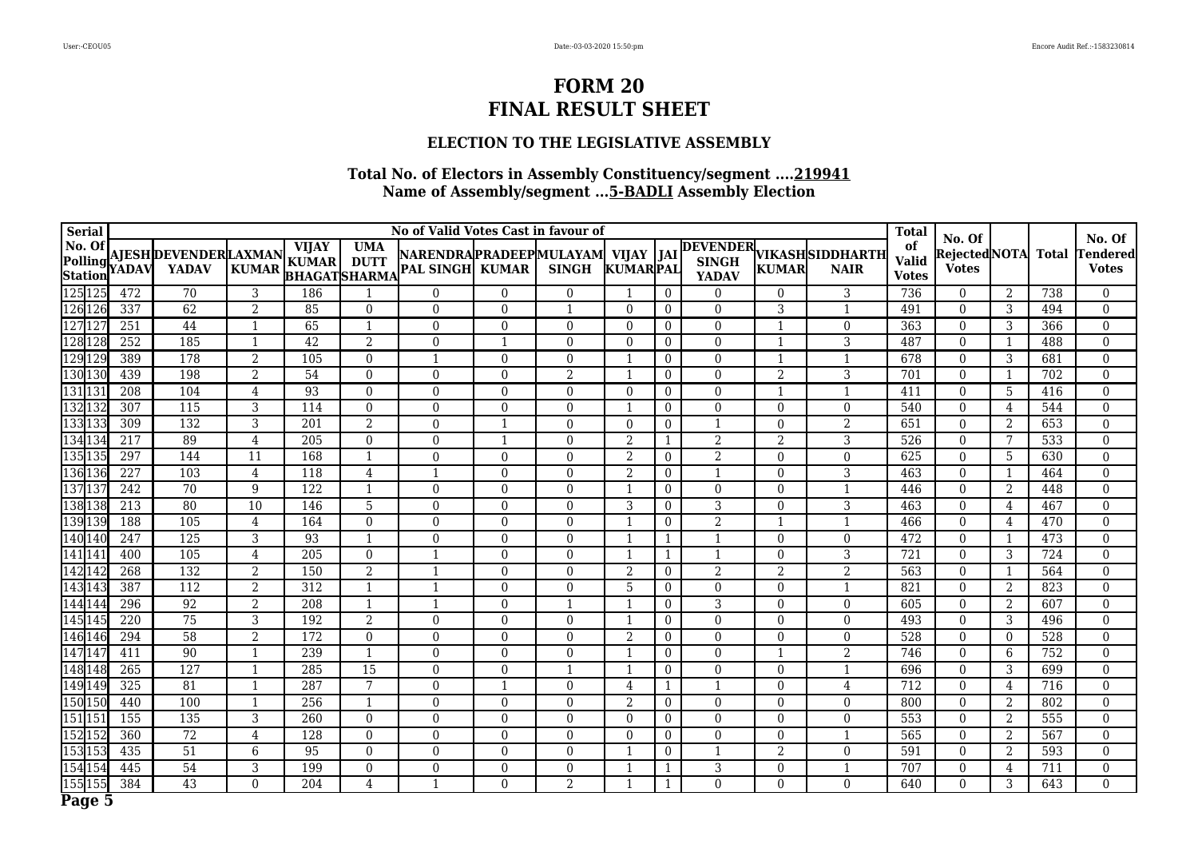# FORM 20
# FINAL RESULT SHEET

## ELECTION TO THE LEGISLATIVE ASSEMBLY

### Total No. of Electors in Assembly Constituency/segment ....219941
### Name of Assembly/segment ...5-BADLI Assembly Election

| Serial No. Of Polling Station | | No of Valid Votes Cast in favour of | | | | | | | | | | | | | Total of Valid Votes | No. Of Rejected Votes | NOTA | Total | No. Of Tendered Votes |
|---|---|---|---|---|---|---|---|---|---|---|---|---|---|---|---|---|---|---|---|
| | | AJESH YADAV | DEVENDER YADAV | LAXMAN KUMAR | VIJAY KUMAR BHAGAT | UMA DUTT SHARMA | NARENDRA PAL SINGH | PRADEEP KUMAR | MULAYAM SINGH | VIJAY KUMAR | JAI PAL | DEVENDER SINGH YADAV | VIKASH KUMAR | SIDDHARTH NAIR | | | | | |
| 125 | 125 | 472 | 70 | 3 | 186 | 1 | 0 | 0 | 0 | 1 | 0 | 0 | 0 | 3 | 736 | 0 | 2 | 738 | 0 |
| 126 | 126 | 337 | 62 | 2 | 85 | 0 | 0 | 0 | 1 | 0 | 0 | 0 | 3 | 1 | 491 | 0 | 3 | 494 | 0 |
| 127 | 127 | 251 | 44 | 1 | 65 | 1 | 0 | 0 | 0 | 0 | 0 | 0 | 1 | 0 | 363 | 0 | 3 | 366 | 0 |
| 128 | 128 | 252 | 185 | 1 | 42 | 2 | 0 | 1 | 0 | 0 | 0 | 0 | 1 | 3 | 487 | 0 | 1 | 488 | 0 |
| 129 | 129 | 389 | 178 | 2 | 105 | 0 | 1 | 0 | 0 | 1 | 0 | 0 | 1 | 1 | 678 | 0 | 3 | 681 | 0 |
| 130 | 130 | 439 | 198 | 2 | 54 | 0 | 0 | 0 | 2 | 1 | 0 | 0 | 2 | 3 | 701 | 0 | 1 | 702 | 0 |
| 131 | 131 | 208 | 104 | 4 | 93 | 0 | 0 | 0 | 0 | 0 | 0 | 0 | 1 | 1 | 411 | 0 | 5 | 416 | 0 |
| 132 | 132 | 307 | 115 | 3 | 114 | 0 | 0 | 0 | 0 | 1 | 0 | 0 | 0 | 0 | 540 | 0 | 4 | 544 | 0 |
| 133 | 133 | 309 | 132 | 3 | 201 | 2 | 0 | 1 | 0 | 0 | 0 | 1 | 0 | 2 | 651 | 0 | 2 | 653 | 0 |
| 134 | 134 | 217 | 89 | 4 | 205 | 0 | 0 | 1 | 0 | 2 | 1 | 2 | 2 | 3 | 526 | 0 | 7 | 533 | 0 |
| 135 | 135 | 297 | 144 | 11 | 168 | 1 | 0 | 0 | 0 | 2 | 0 | 2 | 0 | 0 | 625 | 0 | 5 | 630 | 0 |
| 136 | 136 | 227 | 103 | 4 | 118 | 4 | 1 | 0 | 0 | 2 | 0 | 1 | 0 | 3 | 463 | 0 | 1 | 464 | 0 |
| 137 | 137 | 242 | 70 | 9 | 122 | 1 | 0 | 0 | 0 | 1 | 0 | 0 | 0 | 1 | 446 | 0 | 2 | 448 | 0 |
| 138 | 138 | 213 | 80 | 10 | 146 | 5 | 0 | 0 | 0 | 3 | 0 | 3 | 0 | 3 | 463 | 0 | 4 | 467 | 0 |
| 139 | 139 | 188 | 105 | 4 | 164 | 0 | 0 | 0 | 0 | 1 | 0 | 2 | 1 | 1 | 466 | 0 | 4 | 470 | 0 |
| 140 | 140 | 247 | 125 | 3 | 93 | 1 | 0 | 0 | 0 | 1 | 1 | 1 | 0 | 0 | 472 | 0 | 1 | 473 | 0 |
| 141 | 141 | 400 | 105 | 4 | 205 | 0 | 1 | 0 | 0 | 1 | 1 | 1 | 0 | 3 | 721 | 0 | 3 | 724 | 0 |
| 142 | 142 | 268 | 132 | 2 | 150 | 2 | 1 | 0 | 0 | 2 | 0 | 2 | 2 | 2 | 563 | 0 | 1 | 564 | 0 |
| 143 | 143 | 387 | 112 | 2 | 312 | 1 | 1 | 0 | 0 | 5 | 0 | 0 | 0 | 1 | 821 | 0 | 2 | 823 | 0 |
| 144 | 144 | 296 | 92 | 2 | 208 | 1 | 1 | 0 | 1 | 1 | 0 | 3 | 0 | 0 | 605 | 0 | 2 | 607 | 0 |
| 145 | 145 | 220 | 75 | 3 | 192 | 2 | 0 | 0 | 0 | 1 | 0 | 0 | 0 | 0 | 493 | 0 | 3 | 496 | 0 |
| 146 | 146 | 294 | 58 | 2 | 172 | 0 | 0 | 0 | 0 | 2 | 0 | 0 | 0 | 0 | 528 | 0 | 0 | 528 | 0 |
| 147 | 147 | 411 | 90 | 1 | 239 | 1 | 0 | 0 | 0 | 1 | 0 | 0 | 1 | 2 | 746 | 0 | 6 | 752 | 0 |
| 148 | 148 | 265 | 127 | 1 | 285 | 15 | 0 | 0 | 1 | 1 | 0 | 0 | 0 | 1 | 696 | 0 | 3 | 699 | 0 |
| 149 | 149 | 325 | 81 | 1 | 287 | 7 | 0 | 1 | 0 | 4 | 1 | 1 | 0 | 4 | 712 | 0 | 4 | 716 | 0 |
| 150 | 150 | 440 | 100 | 1 | 256 | 1 | 0 | 0 | 0 | 2 | 0 | 0 | 0 | 0 | 800 | 0 | 2 | 802 | 0 |
| 151 | 151 | 155 | 135 | 3 | 260 | 0 | 0 | 0 | 0 | 0 | 0 | 0 | 0 | 0 | 553 | 0 | 2 | 555 | 0 |
| 152 | 152 | 360 | 72 | 4 | 128 | 0 | 0 | 0 | 0 | 0 | 0 | 0 | 0 | 1 | 565 | 0 | 2 | 567 | 0 |
| 153 | 153 | 435 | 51 | 6 | 95 | 0 | 0 | 0 | 0 | 1 | 0 | 1 | 2 | 0 | 591 | 0 | 2 | 593 | 0 |
| 154 | 154 | 445 | 54 | 3 | 199 | 0 | 0 | 0 | 0 | 1 | 1 | 3 | 0 | 1 | 707 | 0 | 4 | 711 | 0 |
| 155 | 155 | 384 | 43 | 0 | 204 | 4 | 1 | 0 | 2 | 1 | 1 | 0 | 0 | 0 | 640 | 0 | 3 | 643 | 0 |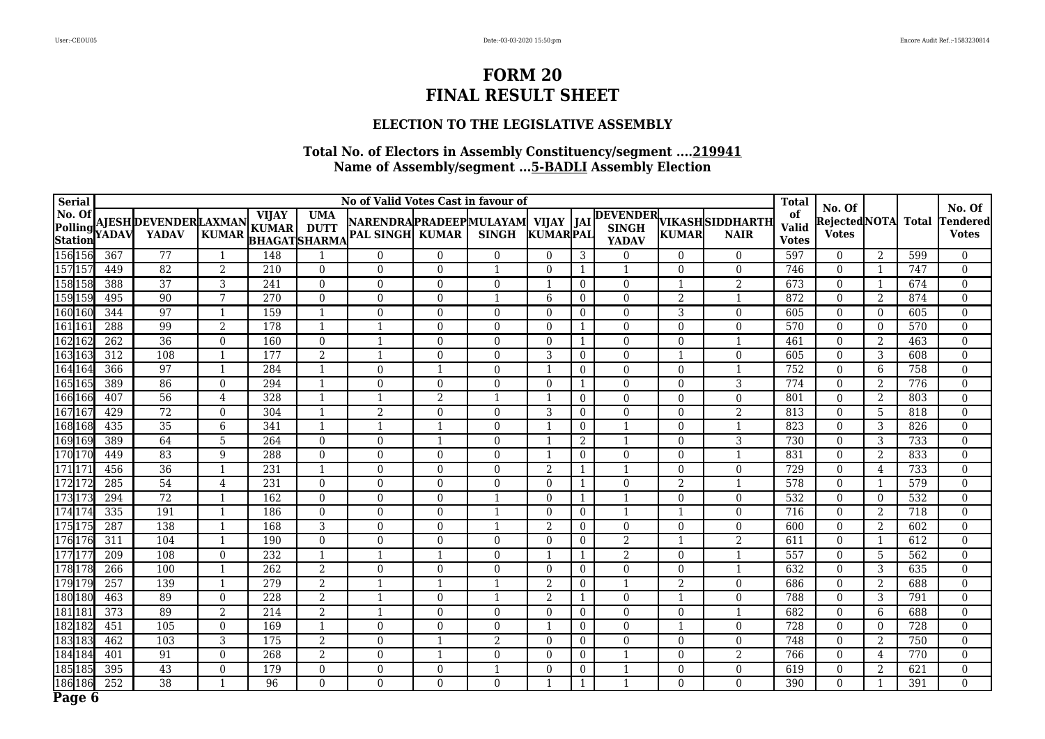# FORM 20
# FINAL RESULT SHEET

### ELECTION TO THE LEGISLATIVE ASSEMBLY

### Total No. of Electors in Assembly Constituency/segment ....219941
### Name of Assembly/segment ...5-BADLI Assembly Election

| Serial No. Of Polling Station | | AJESH YADAV | DEVENDER YADAV | LAXMAN KUMAR | VIJAY KUMAR BHAGAT | UMA DUTT SHARMA | NARENDRA PAL SINGH | PRADEEP KUMAR | MULAYAM SINGH | VIJAY KUMAR | JAI PAL | DEVENDER SINGH YADAV | VIKASH KUMAR | SIDDHARTH NAIR | Total of Valid Votes | No. Of Rejected Votes | NOTA | Total | No. Of Tendered Votes |
|---|---|---|---|---|---|---|---|---|---|---|---|---|---|---|---|---|---|---|---|
| 156 | 156 | 367 | 77 | 1 | 148 | 1 | 0 | 0 | 0 | 0 | 3 | 0 | 0 | 0 | 597 | 0 | 2 | 599 | 0 |
| 157 | 157 | 449 | 82 | 2 | 210 | 0 | 0 | 0 | 1 | 0 | 1 | 1 | 0 | 0 | 746 | 0 | 1 | 747 | 0 |
| 158 | 158 | 388 | 37 | 3 | 241 | 0 | 0 | 0 | 0 | 1 | 0 | 0 | 1 | 2 | 673 | 0 | 1 | 674 | 0 |
| 159 | 159 | 495 | 90 | 7 | 270 | 0 | 0 | 0 | 1 | 6 | 0 | 0 | 2 | 1 | 872 | 0 | 2 | 874 | 0 |
| 160 | 160 | 344 | 97 | 1 | 159 | 1 | 0 | 0 | 0 | 0 | 0 | 0 | 3 | 0 | 605 | 0 | 0 | 605 | 0 |
| 161 | 161 | 288 | 99 | 2 | 178 | 1 | 1 | 0 | 0 | 0 | 1 | 0 | 0 | 0 | 570 | 0 | 0 | 570 | 0 |
| 162 | 162 | 262 | 36 | 0 | 160 | 0 | 1 | 0 | 0 | 0 | 1 | 0 | 0 | 1 | 461 | 0 | 2 | 463 | 0 |
| 163 | 163 | 312 | 108 | 1 | 177 | 2 | 1 | 0 | 0 | 3 | 0 | 0 | 1 | 0 | 605 | 0 | 3 | 608 | 0 |
| 164 | 164 | 366 | 97 | 1 | 284 | 1 | 0 | 1 | 0 | 1 | 0 | 0 | 0 | 1 | 752 | 0 | 6 | 758 | 0 |
| 165 | 165 | 389 | 86 | 0 | 294 | 1 | 0 | 0 | 0 | 0 | 1 | 0 | 0 | 3 | 774 | 0 | 2 | 776 | 0 |
| 166 | 166 | 407 | 56 | 4 | 328 | 1 | 1 | 2 | 1 | 1 | 0 | 0 | 0 | 0 | 801 | 0 | 2 | 803 | 0 |
| 167 | 167 | 429 | 72 | 0 | 304 | 1 | 2 | 0 | 0 | 3 | 0 | 0 | 0 | 2 | 813 | 0 | 5 | 818 | 0 |
| 168 | 168 | 435 | 35 | 6 | 341 | 1 | 1 | 1 | 0 | 1 | 0 | 1 | 0 | 1 | 823 | 0 | 3 | 826 | 0 |
| 169 | 169 | 389 | 64 | 5 | 264 | 0 | 0 | 1 | 0 | 1 | 2 | 1 | 0 | 3 | 730 | 0 | 3 | 733 | 0 |
| 170 | 170 | 449 | 83 | 9 | 288 | 0 | 0 | 0 | 0 | 1 | 0 | 0 | 0 | 1 | 831 | 0 | 2 | 833 | 0 |
| 171 | 171 | 456 | 36 | 1 | 231 | 1 | 0 | 0 | 0 | 2 | 1 | 1 | 0 | 0 | 729 | 0 | 4 | 733 | 0 |
| 172 | 172 | 285 | 54 | 4 | 231 | 0 | 0 | 0 | 0 | 0 | 1 | 0 | 2 | 1 | 578 | 0 | 1 | 579 | 0 |
| 173 | 173 | 294 | 72 | 1 | 162 | 0 | 0 | 0 | 1 | 0 | 1 | 1 | 0 | 0 | 532 | 0 | 0 | 532 | 0 |
| 174 | 174 | 335 | 191 | 1 | 186 | 0 | 0 | 0 | 1 | 0 | 0 | 1 | 1 | 0 | 716 | 0 | 2 | 718 | 0 |
| 175 | 175 | 287 | 138 | 1 | 168 | 3 | 0 | 0 | 1 | 2 | 0 | 0 | 0 | 0 | 600 | 0 | 2 | 602 | 0 |
| 176 | 176 | 311 | 104 | 1 | 190 | 0 | 0 | 0 | 0 | 0 | 0 | 2 | 1 | 2 | 611 | 0 | 1 | 612 | 0 |
| 177 | 177 | 209 | 108 | 0 | 232 | 1 | 1 | 1 | 0 | 1 | 1 | 2 | 0 | 1 | 557 | 0 | 5 | 562 | 0 |
| 178 | 178 | 266 | 100 | 1 | 262 | 2 | 0 | 0 | 0 | 0 | 0 | 0 | 0 | 1 | 632 | 0 | 3 | 635 | 0 |
| 179 | 179 | 257 | 139 | 1 | 279 | 2 | 1 | 1 | 1 | 2 | 0 | 1 | 2 | 0 | 686 | 0 | 2 | 688 | 0 |
| 180 | 180 | 463 | 89 | 0 | 228 | 2 | 1 | 0 | 1 | 2 | 1 | 0 | 1 | 0 | 788 | 0 | 3 | 791 | 0 |
| 181 | 181 | 373 | 89 | 2 | 214 | 2 | 1 | 0 | 0 | 0 | 0 | 0 | 0 | 1 | 682 | 0 | 6 | 688 | 0 |
| 182 | 182 | 451 | 105 | 0 | 169 | 1 | 0 | 0 | 0 | 1 | 0 | 0 | 1 | 0 | 728 | 0 | 0 | 728 | 0 |
| 183 | 183 | 462 | 103 | 3 | 175 | 2 | 0 | 1 | 2 | 0 | 0 | 0 | 0 | 0 | 748 | 0 | 2 | 750 | 0 |
| 184 | 184 | 401 | 91 | 0 | 268 | 2 | 0 | 1 | 0 | 0 | 0 | 1 | 0 | 2 | 766 | 0 | 4 | 770 | 0 |
| 185 | 185 | 395 | 43 | 0 | 179 | 0 | 0 | 0 | 1 | 0 | 0 | 1 | 0 | 0 | 619 | 0 | 2 | 621 | 0 |
| 186 | 186 | 252 | 38 | 1 | 96 | 0 | 0 | 0 | 0 | 1 | 1 | 1 | 0 | 0 | 390 | 0 | 1 | 391 | 0 |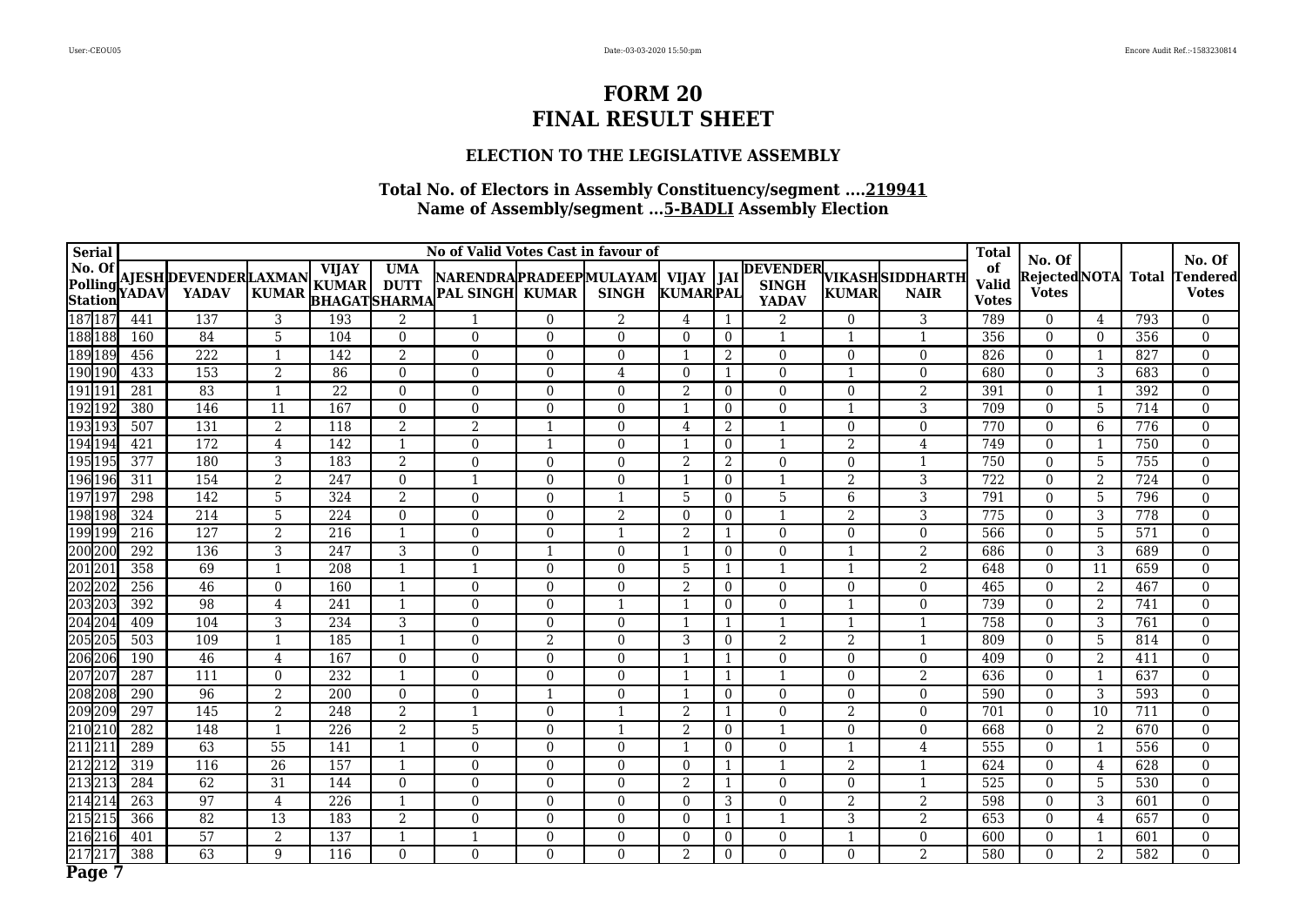# FORM 20
# FINAL RESULT SHEET

### ELECTION TO THE LEGISLATIVE ASSEMBLY

### Total No. of Electors in Assembly Constituency/segment ....219941
### Name of Assembly/segment ...5-BADLI Assembly Election

| Serial No. Of Polling Station | | No of Valid Votes Cast in favour of | | | | | | | | | | | | | Total of Valid Votes | No. Of Rejected Votes | NOTA | Total | No. Of Tendered Votes |
|---|---|---|---|---|---|---|---|---|---|---|---|---|---|---|---|---|---|---|---|
| | | AJESH YADAV | DEVENDER YADAV | LAXMAN KUMAR | VIJAY KUMAR BHAGAT | UMA DUTT SHARMA | NARENDRA PAL SINGH | PRADEEP KUMAR | MULAYAM SINGH | VIJAY KUMAR | JAI PAL | DEVENDER SINGH YADAV | VIKASH KUMAR | SIDDHARTH NAIR | | | | | |
| 187 | 187 | 441 | 137 | 3 | 193 | 2 | 1 | 0 | 2 | 4 | 1 | 2 | 0 | 3 | 789 | 0 | 4 | 793 | 0 |
| 188 | 188 | 160 | 84 | 5 | 104 | 0 | 0 | 0 | 0 | 0 | 0 | 1 | 1 | 1 | 356 | 0 | 0 | 356 | 0 |
| 189 | 189 | 456 | 222 | 1 | 142 | 2 | 0 | 0 | 0 | 1 | 2 | 0 | 0 | 0 | 826 | 0 | 1 | 827 | 0 |
| 190 | 190 | 433 | 153 | 2 | 86 | 0 | 0 | 0 | 4 | 0 | 1 | 0 | 1 | 0 | 680 | 0 | 3 | 683 | 0 |
| 191 | 191 | 281 | 83 | 1 | 22 | 0 | 0 | 0 | 0 | 2 | 0 | 0 | 0 | 2 | 391 | 0 | 1 | 392 | 0 |
| 192 | 192 | 380 | 146 | 11 | 167 | 0 | 0 | 0 | 0 | 1 | 0 | 0 | 1 | 3 | 709 | 0 | 5 | 714 | 0 |
| 193 | 193 | 507 | 131 | 2 | 118 | 2 | 2 | 1 | 0 | 4 | 2 | 1 | 0 | 0 | 770 | 0 | 6 | 776 | 0 |
| 194 | 194 | 421 | 172 | 4 | 142 | 1 | 0 | 1 | 0 | 1 | 0 | 1 | 2 | 4 | 749 | 0 | 1 | 750 | 0 |
| 195 | 195 | 377 | 180 | 3 | 183 | 2 | 0 | 0 | 0 | 2 | 2 | 0 | 0 | 1 | 750 | 0 | 5 | 755 | 0 |
| 196 | 196 | 311 | 154 | 2 | 247 | 0 | 1 | 0 | 0 | 1 | 0 | 1 | 2 | 3 | 722 | 0 | 2 | 724 | 0 |
| 197 | 197 | 298 | 142 | 5 | 324 | 2 | 0 | 0 | 1 | 5 | 0 | 5 | 6 | 3 | 791 | 0 | 5 | 796 | 0 |
| 198 | 198 | 324 | 214 | 5 | 224 | 0 | 0 | 0 | 2 | 0 | 0 | 1 | 2 | 3 | 775 | 0 | 3 | 778 | 0 |
| 199 | 199 | 216 | 127 | 2 | 216 | 1 | 0 | 0 | 1 | 2 | 1 | 0 | 0 | 0 | 566 | 0 | 5 | 571 | 0 |
| 200 | 200 | 292 | 136 | 3 | 247 | 3 | 0 | 1 | 0 | 1 | 0 | 0 | 1 | 2 | 686 | 0 | 3 | 689 | 0 |
| 201 | 201 | 358 | 69 | 1 | 208 | 1 | 1 | 0 | 0 | 5 | 1 | 1 | 1 | 2 | 648 | 0 | 11 | 659 | 0 |
| 202 | 202 | 256 | 46 | 0 | 160 | 1 | 0 | 0 | 0 | 2 | 0 | 0 | 0 | 0 | 465 | 0 | 2 | 467 | 0 |
| 203 | 203 | 392 | 98 | 4 | 241 | 1 | 0 | 0 | 1 | 1 | 0 | 0 | 1 | 0 | 739 | 0 | 2 | 741 | 0 |
| 204 | 204 | 409 | 104 | 3 | 234 | 3 | 0 | 0 | 0 | 1 | 1 | 1 | 1 | 1 | 758 | 0 | 3 | 761 | 0 |
| 205 | 205 | 503 | 109 | 1 | 185 | 1 | 0 | 2 | 0 | 3 | 0 | 2 | 2 | 1 | 809 | 0 | 5 | 814 | 0 |
| 206 | 206 | 190 | 46 | 4 | 167 | 0 | 0 | 0 | 0 | 1 | 1 | 0 | 0 | 0 | 409 | 0 | 2 | 411 | 0 |
| 207 | 207 | 287 | 111 | 0 | 232 | 1 | 0 | 0 | 0 | 1 | 1 | 1 | 0 | 2 | 636 | 0 | 1 | 637 | 0 |
| 208 | 208 | 290 | 96 | 2 | 200 | 0 | 0 | 1 | 0 | 1 | 0 | 0 | 0 | 0 | 590 | 0 | 3 | 593 | 0 |
| 209 | 209 | 297 | 145 | 2 | 248 | 2 | 1 | 0 | 1 | 2 | 1 | 0 | 2 | 0 | 701 | 0 | 10 | 711 | 0 |
| 210 | 210 | 282 | 148 | 1 | 226 | 2 | 5 | 0 | 1 | 2 | 0 | 1 | 0 | 0 | 668 | 0 | 2 | 670 | 0 |
| 211 | 211 | 289 | 63 | 55 | 141 | 1 | 0 | 0 | 0 | 1 | 0 | 0 | 1 | 4 | 555 | 0 | 1 | 556 | 0 |
| 212 | 212 | 319 | 116 | 26 | 157 | 1 | 0 | 0 | 0 | 0 | 1 | 1 | 2 | 1 | 624 | 0 | 4 | 628 | 0 |
| 213 | 213 | 284 | 62 | 31 | 144 | 0 | 0 | 0 | 0 | 2 | 1 | 0 | 0 | 1 | 525 | 0 | 5 | 530 | 0 |
| 214 | 214 | 263 | 97 | 4 | 226 | 1 | 0 | 0 | 0 | 0 | 3 | 0 | 2 | 2 | 598 | 0 | 3 | 601 | 0 |
| 215 | 215 | 366 | 82 | 13 | 183 | 2 | 0 | 0 | 0 | 0 | 1 | 1 | 3 | 2 | 653 | 0 | 4 | 657 | 0 |
| 216 | 216 | 401 | 57 | 2 | 137 | 1 | 1 | 0 | 0 | 0 | 0 | 0 | 1 | 0 | 600 | 0 | 1 | 601 | 0 |
| 217 | 217 | 388 | 63 | 9 | 116 | 0 | 0 | 0 | 0 | 2 | 0 | 0 | 0 | 2 | 580 | 0 | 2 | 582 | 0 |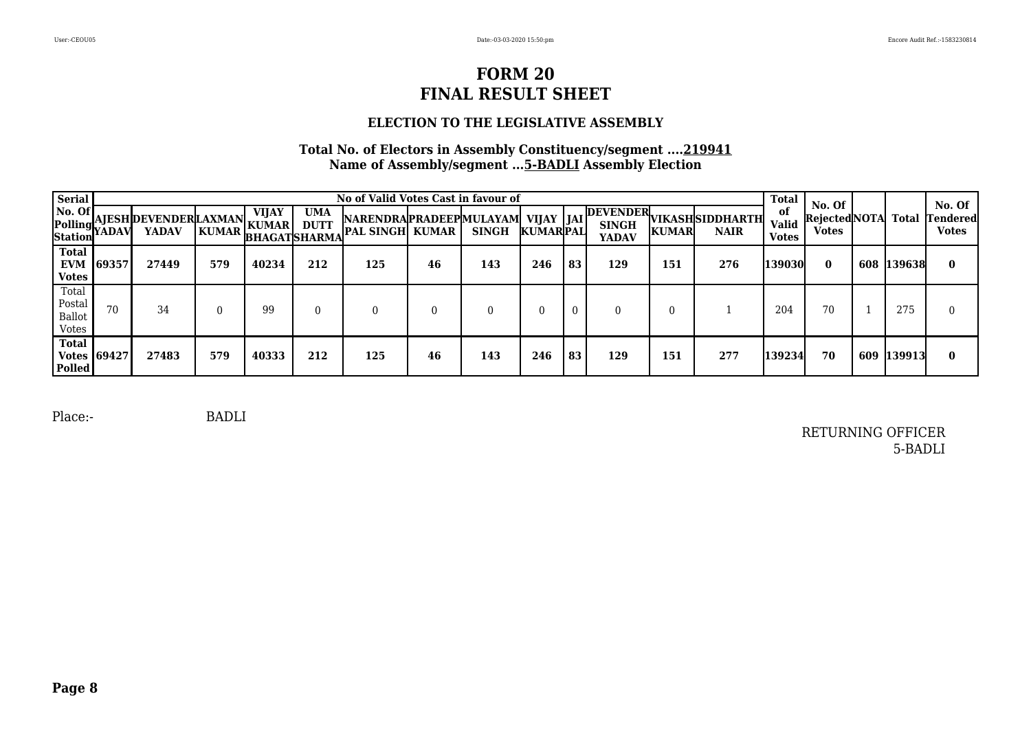# FORM 20
# FINAL RESULT SHEET

### ELECTION TO THE LEGISLATIVE ASSEMBLY

**Total No. of Electors in Assembly Constituency/segment ....219941**
**Name of Assembly/segment ...5-BADLI Assembly Election**

| Serial No. Of Polling Station | No of Valid Votes Cast in favour of | | | | | | | | | | | | | Total of Valid Votes | No. Of Rejected Votes | NOTA | Total | No. Of Tendered Votes |
|---|---|---|---|---|---|---|---|---|---|---|---|---|---|---|---|---|---|---|
| | AJESH YADAV | DEVENDER YADAV | LAXMAN KUMAR | VIJAY KUMAR BHAGAT | UMA DUTT SHARMA | NARENDRA PAL SINGH | PRADEEP KUMAR | MULAYAM SINGH | VIJAY KUMAR | JAI PAL | DEVENDER SINGH YADAV | VIKASH KUMAR | SIDDHARTH NAIR | | | | | |
| **Total EVM Votes** | **69357** | **27449** | **579** | **40234** | **212** | **125** | **46** | **143** | **246** | **83** | **129** | **151** | **276** | **139030** | **0** | **608** | **139638** | **0** |
| Total Postal Ballot Votes | 70 | 34 | 0 | 99 | 0 | 0 | 0 | 0 | 0 | 0 | 0 | 0 | 1 | 204 | 70 | 1 | 275 | 0 |
| **Total Votes Polled** | **69427** | **27483** | **579** | **40333** | **212** | **125** | **46** | **143** | **246** | **83** | **129** | **151** | **277** | **139234** | **70** | **609** | **139913** | **0** |

Place:- BADLI

RETURNING OFFICER
5-BADLI